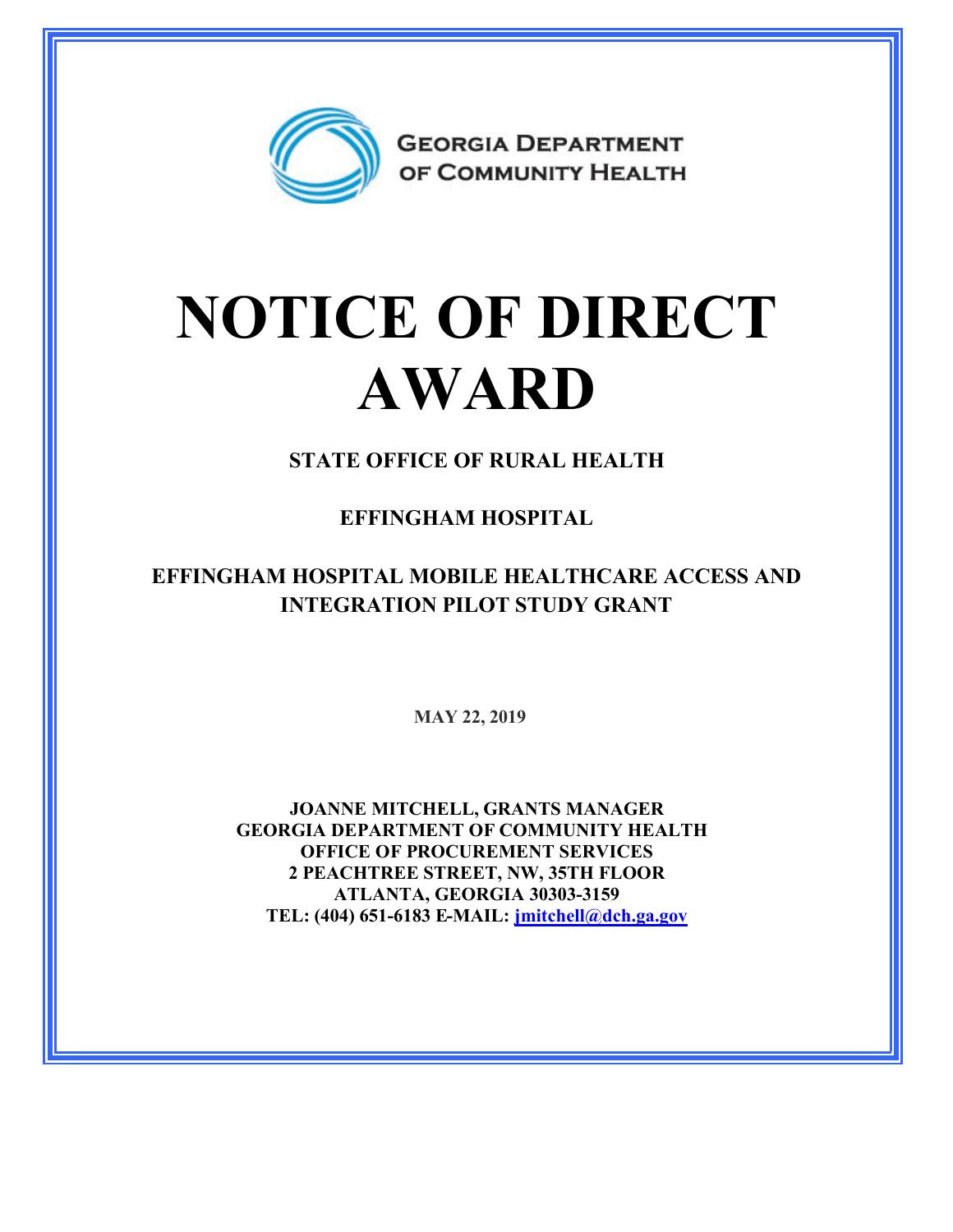GEORGIA DEPARTMENT OF COMMUNITY HEALTH

# NOTICE OF DIRECT AWARD

**STATE OFFICE OF RURAL HEALTH**

**EFFINGHAM HOSPITAL**

**EFFINGHAM HOSPITAL MOBILE HEALTHCARE ACCESS AND INTEGRATION PILOT STUDY GRANT**

**MAY 22, 2019**

**JOANNE MITCHELL, GRANTS MANAGER**
**GEORGIA DEPARTMENT OF COMMUNITY HEALTH**
**OFFICE OF PROCUREMENT SERVICES**
**2 PEACHTREE STREET, NW, 35TH FLOOR**
**ATLANTA, GEORGIA 30303-3159**
**TEL: (404) 651-6183 E-MAIL: jmitchell@dch.ga.gov**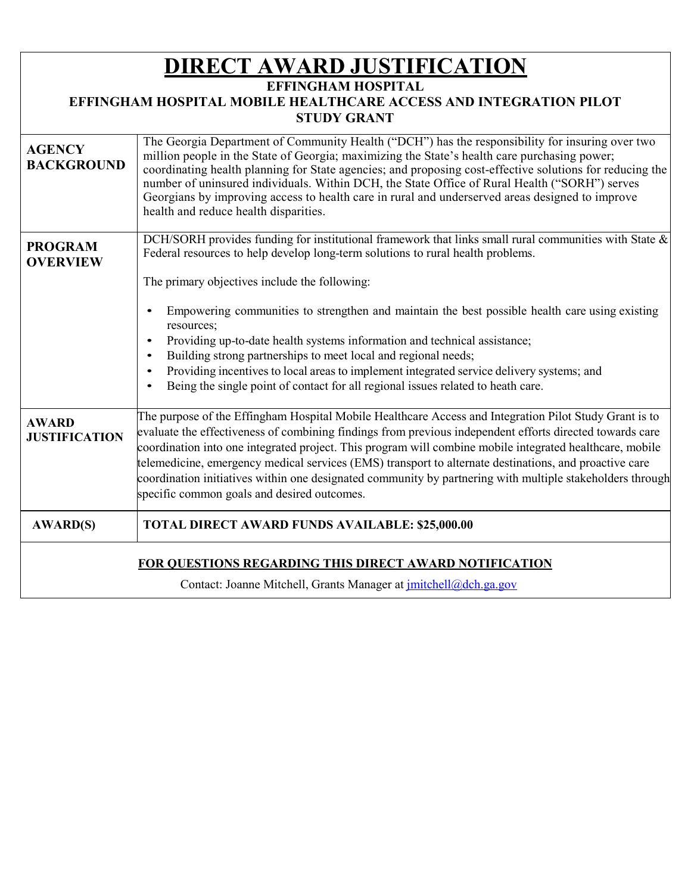# DIRECT AWARD JUSTIFICATION

## EFFINGHAM HOSPITAL

## EFFINGHAM HOSPITAL MOBILE HEALTHCARE ACCESS AND INTEGRATION PILOT STUDY GRANT

| | |
|---|---|
| **AGENCY BACKGROUND** | The Georgia Department of Community Health ("DCH") has the responsibility for insuring over two million people in the State of Georgia; maximizing the State's health care purchasing power; coordinating health planning for State agencies; and proposing cost-effective solutions for reducing the number of uninsured individuals. Within DCH, the State Office of Rural Health ("SORH") serves Georgians by improving access to health care in rural and underserved areas designed to improve health and reduce health disparities. |
| **PROGRAM OVERVIEW** | DCH/SORH provides funding for institutional framework that links small rural communities with State & Federal resources to help develop long-term solutions to rural health problems.<br><br>The primary objectives include the following:<br><br>• Empowering communities to strengthen and maintain the best possible health care using existing resources;<br>• Providing up-to-date health systems information and technical assistance;<br>• Building strong partnerships to meet local and regional needs;<br>• Providing incentives to local areas to implement integrated service delivery systems; and<br>• Being the single point of contact for all regional issues related to heath care. |
| **AWARD JUSTIFICATION** | The purpose of the Effingham Hospital Mobile Healthcare Access and Integration Pilot Study Grant is to evaluate the effectiveness of combining findings from previous independent efforts directed towards care coordination into one integrated project. This program will combine mobile integrated healthcare, mobile telemedicine, emergency medical services (EMS) transport to alternate destinations, and proactive care coordination initiatives within one designated community by partnering with multiple stakeholders through specific common goals and desired outcomes. |
| **AWARD(S)** | **TOTAL DIRECT AWARD FUNDS AVAILABLE: $25,000.00** |

**FOR QUESTIONS REGARDING THIS DIRECT AWARD NOTIFICATION**

Contact: Joanne Mitchell, Grants Manager at jmitchell@dch.ga.gov